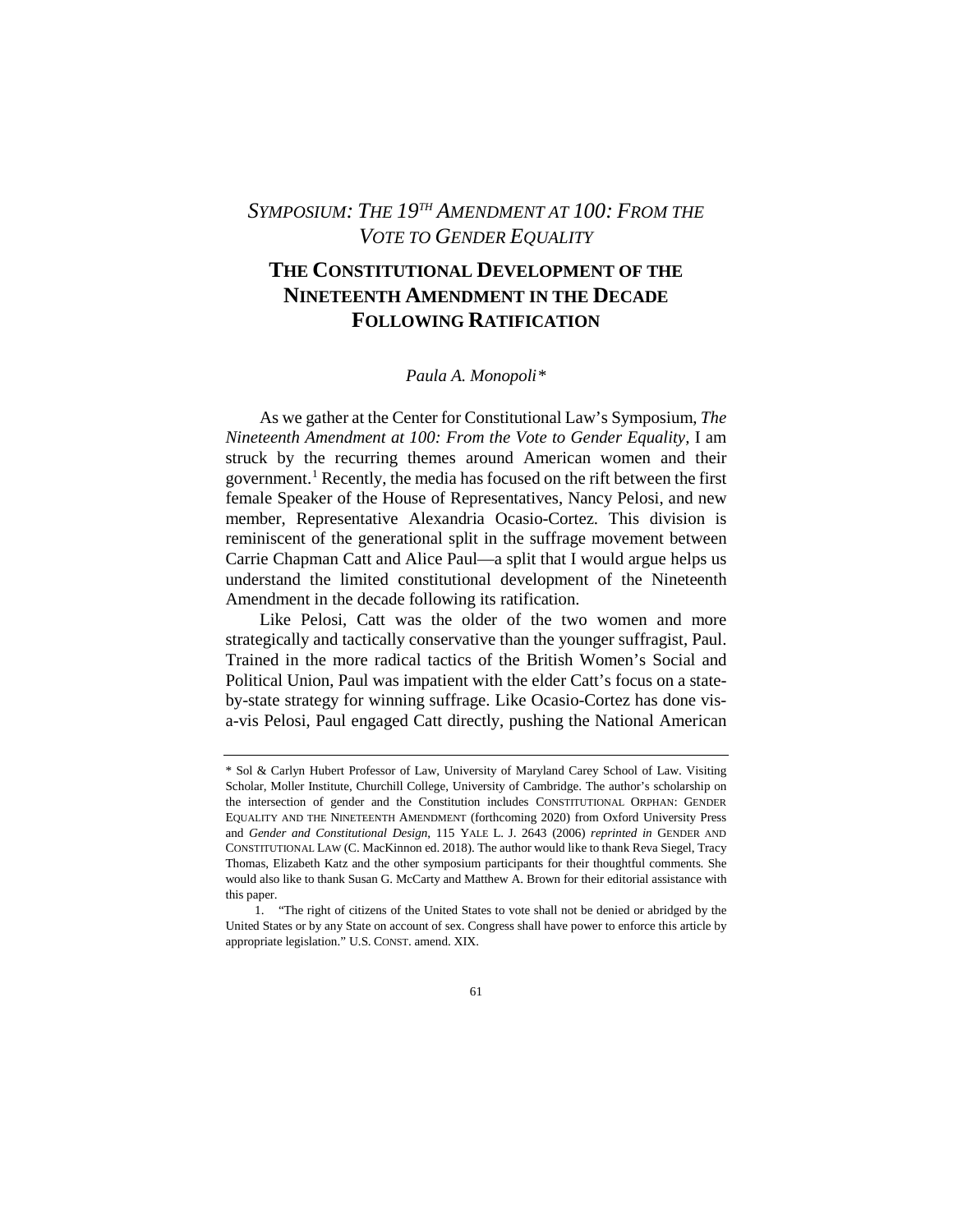*SYMPOSIUM: THE 19TH AMENDMENT AT 100: FROM THE VOTE TO GENDER EQUALITY*

# THE CONSTITUTIONAL DEVELOPMENT OF THE NINETEENTH AMENDMENT IN THE DECADE FOLLOWING RATIFICATION

*Paula A. Monopoli\**

As we gather at the Center for Constitutional Law's Symposium, *The Nineteenth Amendment at 100: From the Vote to Gender Equality*, I am struck by the recurring themes around American women and their government.[1] Recently, the media has focused on the rift between the first female Speaker of the House of Representatives, Nancy Pelosi, and new member, Representative Alexandria Ocasio-Cortez. This division is reminiscent of the generational split in the suffrage movement between Carrie Chapman Catt and Alice Paul—a split that I would argue helps us understand the limited constitutional development of the Nineteenth Amendment in the decade following its ratification.

Like Pelosi, Catt was the older of the two women and more strategically and tactically conservative than the younger suffragist, Paul. Trained in the more radical tactics of the British Women's Social and Political Union, Paul was impatient with the elder Catt's focus on a state-by-state strategy for winning suffrage. Like Ocasio-Cortez has done vis-a-vis Pelosi, Paul engaged Catt directly, pushing the National American

---

\* Sol & Carlyn Hubert Professor of Law, University of Maryland Carey School of Law. Visiting Scholar, Moller Institute, Churchill College, University of Cambridge. The author's scholarship on the intersection of gender and the Constitution includes CONSTITUTIONAL ORPHAN: GENDER EQUALITY AND THE NINETEENTH AMENDMENT (forthcoming 2020) from Oxford University Press and *Gender and Constitutional Design*, 115 YALE L. J. 2643 (2006) *reprinted in* GENDER AND CONSTITUTIONAL LAW (C. MacKinnon ed. 2018). The author would like to thank Reva Siegel, Tracy Thomas, Elizabeth Katz and the other symposium participants for their thoughtful comments. She would also like to thank Susan G. McCarty and Matthew A. Brown for their editorial assistance with this paper.

1. "The right of citizens of the United States to vote shall not be denied or abridged by the United States or by any State on account of sex. Congress shall have power to enforce this article by appropriate legislation." U.S. CONST. amend. XIX.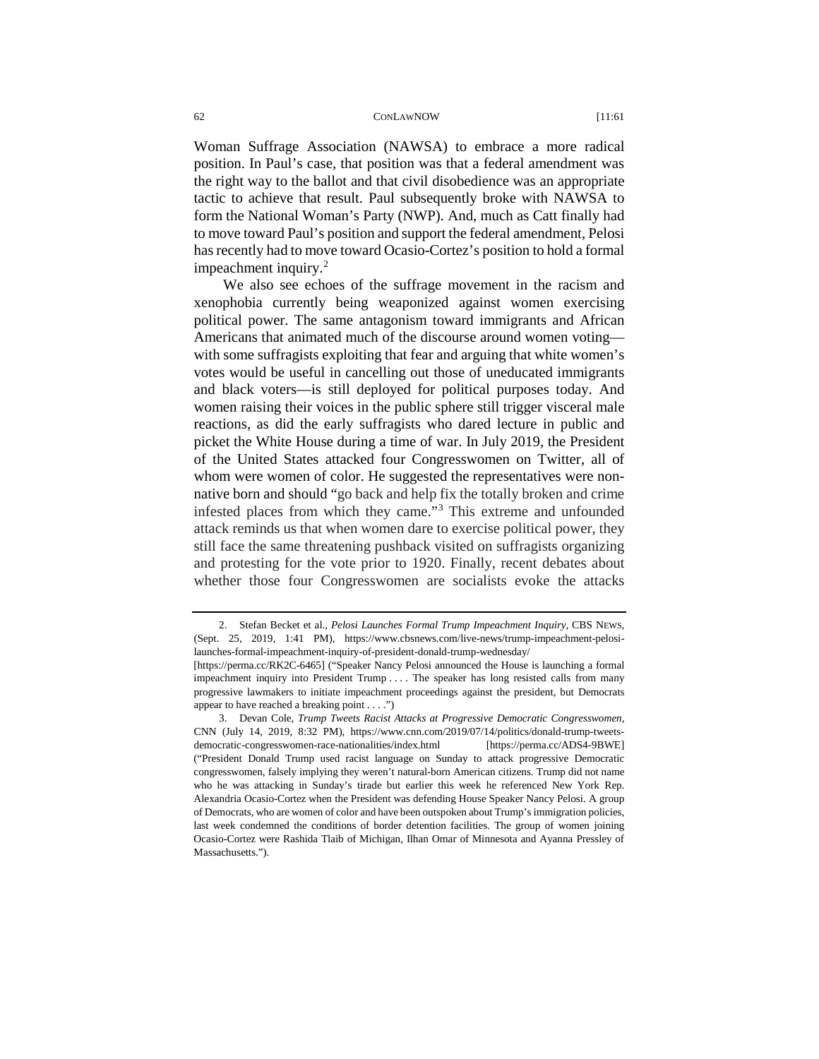Woman Suffrage Association (NAWSA) to embrace a more radical position. In Paul's case, that position was that a federal amendment was the right way to the ballot and that civil disobedience was an appropriate tactic to achieve that result. Paul subsequently broke with NAWSA to form the National Woman's Party (NWP). And, much as Catt finally had to move toward Paul's position and support the federal amendment, Pelosi has recently had to move toward Ocasio-Cortez's position to hold a formal impeachment inquiry.[2]

We also see echoes of the suffrage movement in the racism and xenophobia currently being weaponized against women exercising political power. The same antagonism toward immigrants and African Americans that animated much of the discourse around women voting—with some suffragists exploiting that fear and arguing that white women's votes would be useful in cancelling out those of uneducated immigrants and black voters—is still deployed for political purposes today. And women raising their voices in the public sphere still trigger visceral male reactions, as did the early suffragists who dared lecture in public and picket the White House during a time of war. In July 2019, the President of the United States attacked four Congresswomen on Twitter, all of whom were women of color. He suggested the representatives were non-native born and should "go back and help fix the totally broken and crime infested places from which they came."[3] This extreme and unfounded attack reminds us that when women dare to exercise political power, they still face the same threatening pushback visited on suffragists organizing and protesting for the vote prior to 1920. Finally, recent debates about whether those four Congresswomen are socialists evoke the attacks

---

2. Stefan Becket et al., *Pelosi Launches Formal Trump Impeachment Inquiry*, CBS NEWS, (Sept. 25, 2019, 1:41 PM), https://www.cbsnews.com/live-news/trump-impeachment-pelosi-launches-formal-impeachment-inquiry-of-president-donald-trump-wednesday/ [https://perma.cc/RK2C-6465] ("Speaker Nancy Pelosi announced the House is launching a formal impeachment inquiry into President Trump . . . . The speaker has long resisted calls from many progressive lawmakers to initiate impeachment proceedings against the president, but Democrats appear to have reached a breaking point . . . .")

3. Devan Cole, *Trump Tweets Racist Attacks at Progressive Democratic Congresswomen*, CNN (July 14, 2019, 8:32 PM), https://www.cnn.com/2019/07/14/politics/donald-trump-tweets-democratic-congresswomen-race-nationalities/index.html [https://perma.cc/ADS4-9BWE] ("President Donald Trump used racist language on Sunday to attack progressive Democratic congresswomen, falsely implying they weren't natural-born American citizens. Trump did not name who he was attacking in Sunday's tirade but earlier this week he referenced New York Rep. Alexandria Ocasio-Cortez when the President was defending House Speaker Nancy Pelosi. A group of Democrats, who are women of color and have been outspoken about Trump's immigration policies, last week condemned the conditions of border detention facilities. The group of women joining Ocasio-Cortez were Rashida Tlaib of Michigan, Ilhan Omar of Minnesota and Ayanna Pressley of Massachusetts.").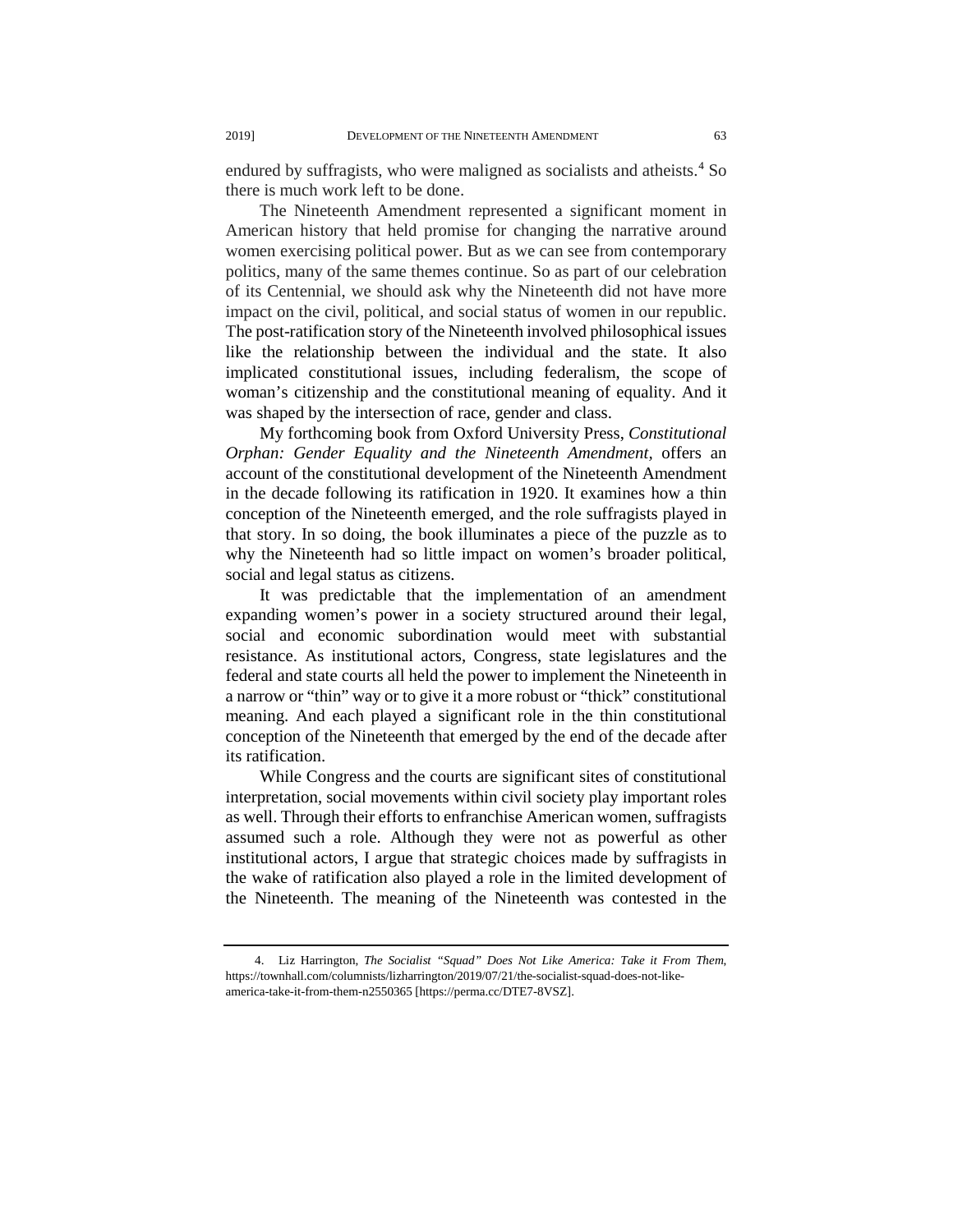endured by suffragists, who were maligned as socialists and atheists.[4] So there is much work left to be done.

The Nineteenth Amendment represented a significant moment in American history that held promise for changing the narrative around women exercising political power. But as we can see from contemporary politics, many of the same themes continue. So as part of our celebration of its Centennial, we should ask why the Nineteenth did not have more impact on the civil, political, and social status of women in our republic. The post-ratification story of the Nineteenth involved philosophical issues like the relationship between the individual and the state. It also implicated constitutional issues, including federalism, the scope of woman's citizenship and the constitutional meaning of equality. And it was shaped by the intersection of race, gender and class.

My forthcoming book from Oxford University Press, *Constitutional Orphan: Gender Equality and the Nineteenth Amendment,* offers an account of the constitutional development of the Nineteenth Amendment in the decade following its ratification in 1920. It examines how a thin conception of the Nineteenth emerged, and the role suffragists played in that story. In so doing, the book illuminates a piece of the puzzle as to why the Nineteenth had so little impact on women's broader political, social and legal status as citizens.

It was predictable that the implementation of an amendment expanding women's power in a society structured around their legal, social and economic subordination would meet with substantial resistance. As institutional actors, Congress, state legislatures and the federal and state courts all held the power to implement the Nineteenth in a narrow or "thin" way or to give it a more robust or "thick" constitutional meaning. And each played a significant role in the thin constitutional conception of the Nineteenth that emerged by the end of the decade after its ratification.

While Congress and the courts are significant sites of constitutional interpretation, social movements within civil society play important roles as well. Through their efforts to enfranchise American women, suffragists assumed such a role. Although they were not as powerful as other institutional actors, I argue that strategic choices made by suffragists in the wake of ratification also played a role in the limited development of the Nineteenth. The meaning of the Nineteenth was contested in the

---

4. Liz Harrington, *The Socialist "Squad" Does Not Like America: Take it From Them*, https://townhall.com/columnists/lizharrington/2019/07/21/the-socialist-squad-does-not-like-america-take-it-from-them-n2550365 [https://perma.cc/DTE7-8VSZ].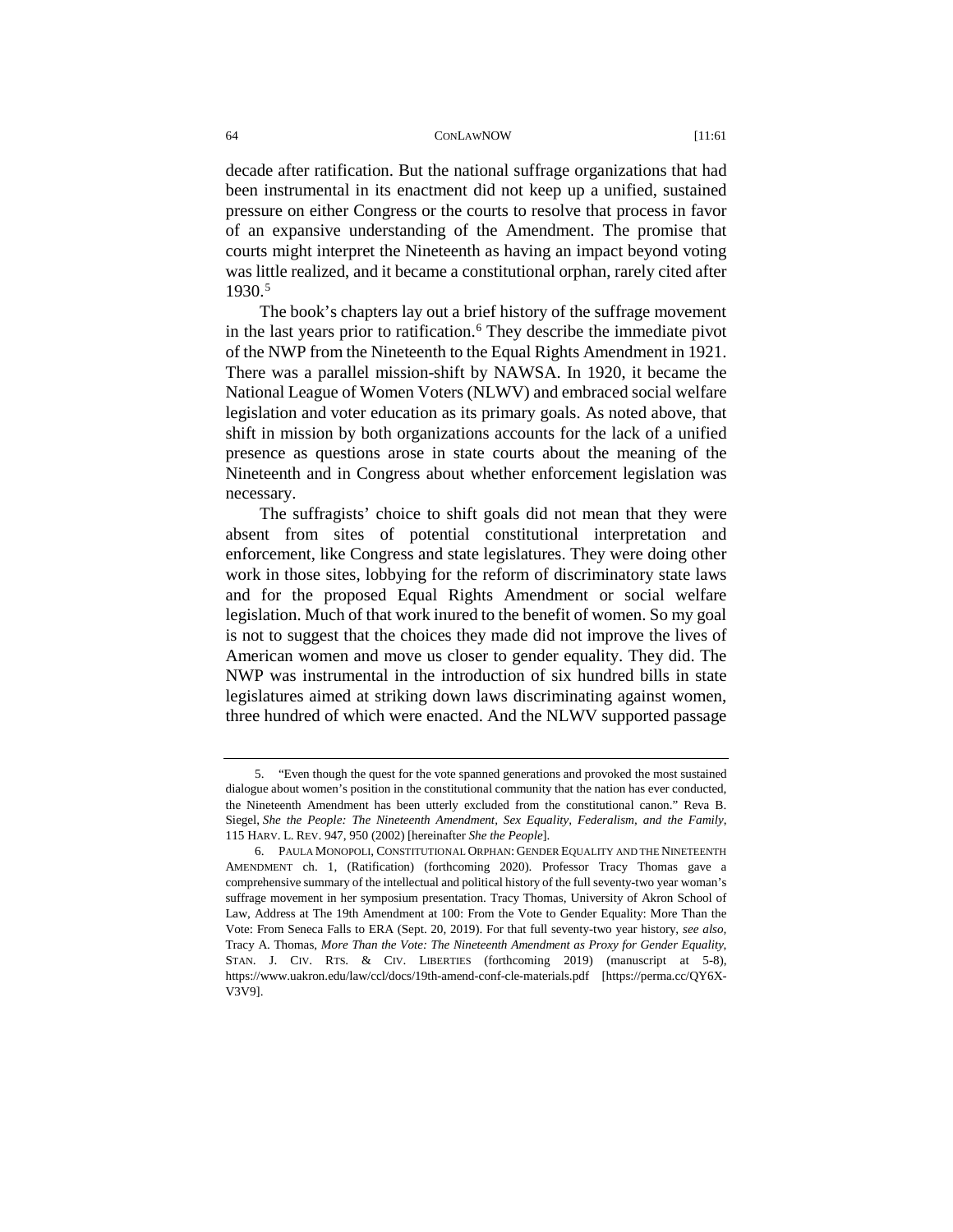decade after ratification. But the national suffrage organizations that had been instrumental in its enactment did not keep up a unified, sustained pressure on either Congress or the courts to resolve that process in favor of an expansive understanding of the Amendment. The promise that courts might interpret the Nineteenth as having an impact beyond voting was little realized, and it became a constitutional orphan, rarely cited after 1930.[5]

The book's chapters lay out a brief history of the suffrage movement in the last years prior to ratification.[6] They describe the immediate pivot of the NWP from the Nineteenth to the Equal Rights Amendment in 1921. There was a parallel mission-shift by NAWSA. In 1920, it became the National League of Women Voters (NLWV) and embraced social welfare legislation and voter education as its primary goals. As noted above, that shift in mission by both organizations accounts for the lack of a unified presence as questions arose in state courts about the meaning of the Nineteenth and in Congress about whether enforcement legislation was necessary.

The suffragists' choice to shift goals did not mean that they were absent from sites of potential constitutional interpretation and enforcement, like Congress and state legislatures. They were doing other work in those sites, lobbying for the reform of discriminatory state laws and for the proposed Equal Rights Amendment or social welfare legislation. Much of that work inured to the benefit of women. So my goal is not to suggest that the choices they made did not improve the lives of American women and move us closer to gender equality. They did. The NWP was instrumental in the introduction of six hundred bills in state legislatures aimed at striking down laws discriminating against women, three hundred of which were enacted. And the NLWV supported passage

---

5. "Even though the quest for the vote spanned generations and provoked the most sustained dialogue about women's position in the constitutional community that the nation has ever conducted, the Nineteenth Amendment has been utterly excluded from the constitutional canon." Reva B. Siegel, *She the People: The Nineteenth Amendment, Sex Equality, Federalism, and the Family*, 115 HARV. L. REV. 947, 950 (2002) [hereinafter *She the People*].

6. PAULA MONOPOLI, CONSTITUTIONAL ORPHAN: GENDER EQUALITY AND THE NINETEENTH AMENDMENT ch. 1, (Ratification) (forthcoming 2020). Professor Tracy Thomas gave a comprehensive summary of the intellectual and political history of the full seventy-two year woman's suffrage movement in her symposium presentation. Tracy Thomas, University of Akron School of Law, Address at The 19th Amendment at 100: From the Vote to Gender Equality: More Than the Vote: From Seneca Falls to ERA (Sept. 20, 2019). For that full seventy-two year history, *see also*, Tracy A. Thomas, *More Than the Vote: The Nineteenth Amendment as Proxy for Gender Equality*, STAN. J. CIV. RTS. & CIV. LIBERTIES (forthcoming 2019) (manuscript at 5-8), https://www.uakron.edu/law/ccl/docs/19th-amend-conf-cle-materials.pdf [https://perma.cc/QY6X-V3V9].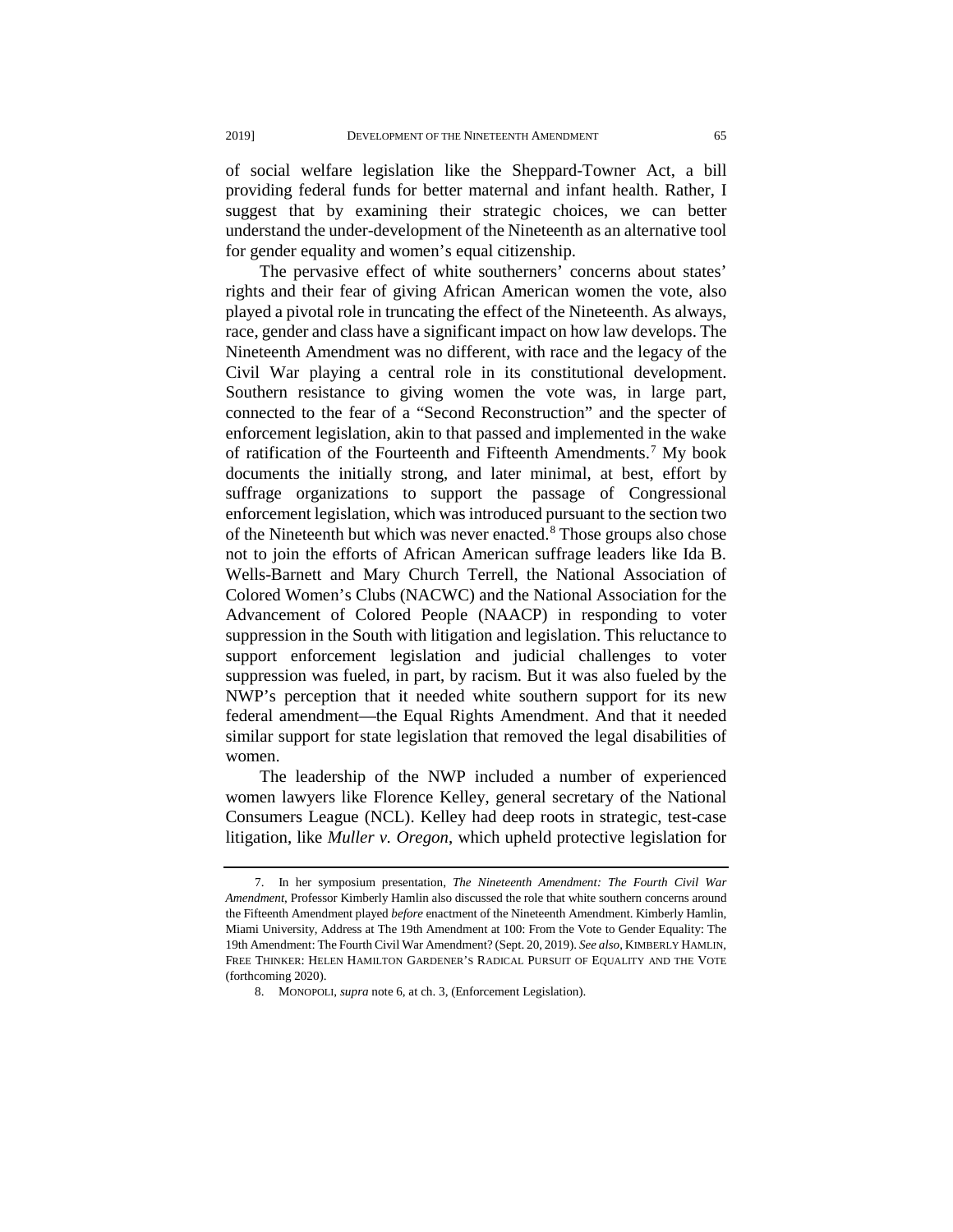of social welfare legislation like the Sheppard-Towner Act, a bill providing federal funds for better maternal and infant health. Rather, I suggest that by examining their strategic choices, we can better understand the under-development of the Nineteenth as an alternative tool for gender equality and women's equal citizenship.

The pervasive effect of white southerners' concerns about states' rights and their fear of giving African American women the vote, also played a pivotal role in truncating the effect of the Nineteenth. As always, race, gender and class have a significant impact on how law develops. The Nineteenth Amendment was no different, with race and the legacy of the Civil War playing a central role in its constitutional development. Southern resistance to giving women the vote was, in large part, connected to the fear of a "Second Reconstruction" and the specter of enforcement legislation, akin to that passed and implemented in the wake of ratification of the Fourteenth and Fifteenth Amendments.[7] My book documents the initially strong, and later minimal, at best, effort by suffrage organizations to support the passage of Congressional enforcement legislation, which was introduced pursuant to the section two of the Nineteenth but which was never enacted.[8] Those groups also chose not to join the efforts of African American suffrage leaders like Ida B. Wells-Barnett and Mary Church Terrell, the National Association of Colored Women's Clubs (NACWC) and the National Association for the Advancement of Colored People (NAACP) in responding to voter suppression in the South with litigation and legislation. This reluctance to support enforcement legislation and judicial challenges to voter suppression was fueled, in part, by racism. But it was also fueled by the NWP's perception that it needed white southern support for its new federal amendment—the Equal Rights Amendment. And that it needed similar support for state legislation that removed the legal disabilities of women.

The leadership of the NWP included a number of experienced women lawyers like Florence Kelley, general secretary of the National Consumers League (NCL). Kelley had deep roots in strategic, test-case litigation, like *Muller v. Oregon*, which upheld protective legislation for

---

7. In her symposium presentation, *The Nineteenth Amendment: The Fourth Civil War Amendment*, Professor Kimberly Hamlin also discussed the role that white southern concerns around the Fifteenth Amendment played *before* enactment of the Nineteenth Amendment. Kimberly Hamlin, Miami University, Address at The 19th Amendment at 100: From the Vote to Gender Equality: The 19th Amendment: The Fourth Civil War Amendment? (Sept. 20, 2019). *See also*, KIMBERLY HAMLIN, FREE THINKER: HELEN HAMILTON GARDENER'S RADICAL PURSUIT OF EQUALITY AND THE VOTE (forthcoming 2020).

8. MONOPOLI, *supra* note 6, at ch. 3, (Enforcement Legislation).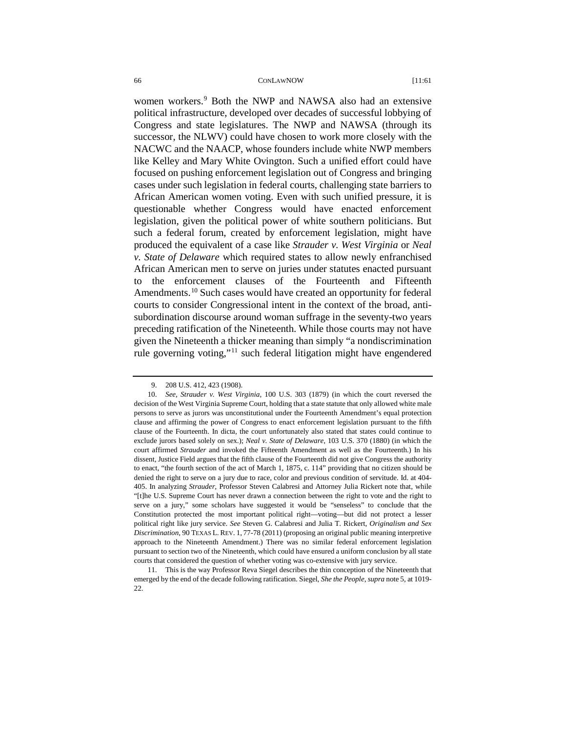women workers.[9] Both the NWP and NAWSA also had an extensive political infrastructure, developed over decades of successful lobbying of Congress and state legislatures. The NWP and NAWSA (through its successor, the NLWV) could have chosen to work more closely with the NACWC and the NAACP, whose founders include white NWP members like Kelley and Mary White Ovington. Such a unified effort could have focused on pushing enforcement legislation out of Congress and bringing cases under such legislation in federal courts, challenging state barriers to African American women voting. Even with such unified pressure, it is questionable whether Congress would have enacted enforcement legislation, given the political power of white southern politicians. But such a federal forum, created by enforcement legislation, might have produced the equivalent of a case like *Strauder v. West Virginia* or *Neal v. State of Delaware* which required states to allow newly enfranchised African American men to serve on juries under statutes enacted pursuant to the enforcement clauses of the Fourteenth and Fifteenth Amendments.[10] Such cases would have created an opportunity for federal courts to consider Congressional intent in the context of the broad, anti-subordination discourse around woman suffrage in the seventy-two years preceding ratification of the Nineteenth. While those courts may not have given the Nineteenth a thicker meaning than simply "a nondiscrimination rule governing voting,"[11] such federal litigation might have engendered

---

9. 208 U.S. 412, 423 (1908).

10. *See*, *Strauder v. West Virginia*, 100 U.S. 303 (1879) (in which the court reversed the decision of the West Virginia Supreme Court, holding that a state statute that only allowed white male persons to serve as jurors was unconstitutional under the Fourteenth Amendment's equal protection clause and affirming the power of Congress to enact enforcement legislation pursuant to the fifth clause of the Fourteenth. In dicta, the court unfortunately also stated that states could continue to exclude jurors based solely on sex.); *Neal v. State of Delaware*, 103 U.S. 370 (1880) (in which the court affirmed *Strauder* and invoked the Fifteenth Amendment as well as the Fourteenth.) In his dissent, Justice Field argues that the fifth clause of the Fourteenth did not give Congress the authority to enact, "the fourth section of the act of March 1, 1875, c. 114" providing that no citizen should be denied the right to serve on a jury due to race, color and previous condition of servitude. Id. at 404-405. In analyzing *Strauder*, Professor Steven Calabresi and Attorney Julia Rickert note that, while "[t]he U.S. Supreme Court has never drawn a connection between the right to vote and the right to serve on a jury," some scholars have suggested it would be "senseless" to conclude that the Constitution protected the most important political right—voting—but did not protect a lesser political right like jury service. *See* Steven G. Calabresi and Julia T. Rickert, *Originalism and Sex Discrimination*, 90 TEXAS L. REV. 1, 77-78 (2011) (proposing an original public meaning interpretive approach to the Nineteenth Amendment.) There was no similar federal enforcement legislation pursuant to section two of the Nineteenth, which could have ensured a uniform conclusion by all state courts that considered the question of whether voting was co-extensive with jury service.

11. This is the way Professor Reva Siegel describes the thin conception of the Nineteenth that emerged by the end of the decade following ratification. Siegel, *She the People*, *supra* note 5, at 1019-22.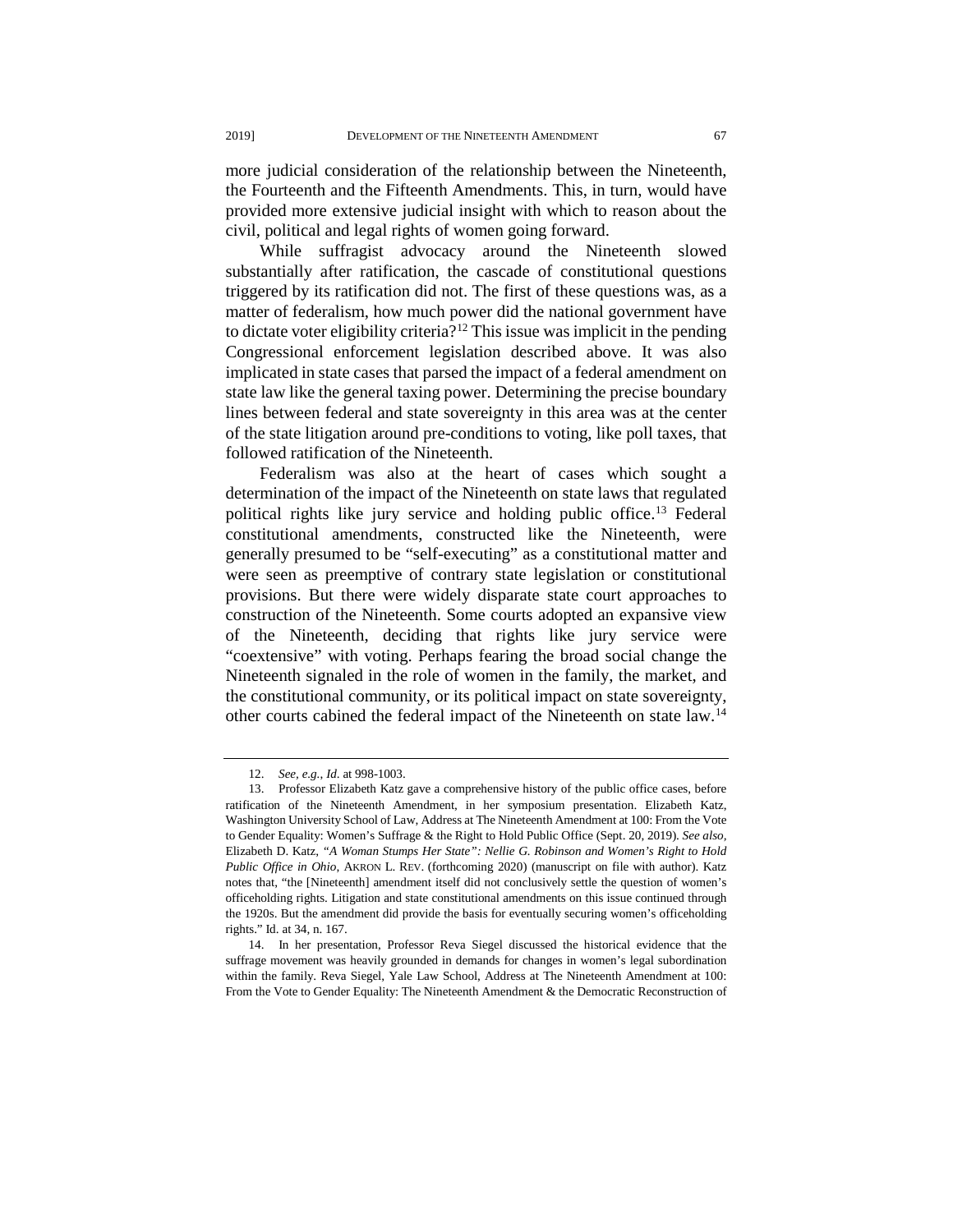more judicial consideration of the relationship between the Nineteenth, the Fourteenth and the Fifteenth Amendments. This, in turn, would have provided more extensive judicial insight with which to reason about the civil, political and legal rights of women going forward.

While suffragist advocacy around the Nineteenth slowed substantially after ratification, the cascade of constitutional questions triggered by its ratification did not. The first of these questions was, as a matter of federalism, how much power did the national government have to dictate voter eligibility criteria?[12] This issue was implicit in the pending Congressional enforcement legislation described above. It was also implicated in state cases that parsed the impact of a federal amendment on state law like the general taxing power. Determining the precise boundary lines between federal and state sovereignty in this area was at the center of the state litigation around pre-conditions to voting, like poll taxes, that followed ratification of the Nineteenth.

Federalism was also at the heart of cases which sought a determination of the impact of the Nineteenth on state laws that regulated political rights like jury service and holding public office.[13] Federal constitutional amendments, constructed like the Nineteenth, were generally presumed to be "self-executing" as a constitutional matter and were seen as preemptive of contrary state legislation or constitutional provisions. But there were widely disparate state court approaches to construction of the Nineteenth. Some courts adopted an expansive view of the Nineteenth, deciding that rights like jury service were "coextensive" with voting. Perhaps fearing the broad social change the Nineteenth signaled in the role of women in the family, the market, and the constitutional community, or its political impact on state sovereignty, other courts cabined the federal impact of the Nineteenth on state law.[14]

---

12. *See, e.g.*, *Id.* at 998-1003.

13. Professor Elizabeth Katz gave a comprehensive history of the public office cases, before ratification of the Nineteenth Amendment, in her symposium presentation. Elizabeth Katz, Washington University School of Law, Address at The Nineteenth Amendment at 100: From the Vote to Gender Equality: Women's Suffrage & the Right to Hold Public Office (Sept. 20, 2019). *See also*, Elizabeth D. Katz, *"A Woman Stumps Her State": Nellie G. Robinson and Women's Right to Hold Public Office in Ohio*, AKRON L. REV. (forthcoming 2020) (manuscript on file with author). Katz notes that, "the [Nineteenth] amendment itself did not conclusively settle the question of women's officeholding rights. Litigation and state constitutional amendments on this issue continued through the 1920s. But the amendment did provide the basis for eventually securing women's officeholding rights." Id. at 34, n. 167.

14. In her presentation, Professor Reva Siegel discussed the historical evidence that the suffrage movement was heavily grounded in demands for changes in women's legal subordination within the family. Reva Siegel, Yale Law School, Address at The Nineteenth Amendment at 100: From the Vote to Gender Equality: The Nineteenth Amendment & the Democratic Reconstruction of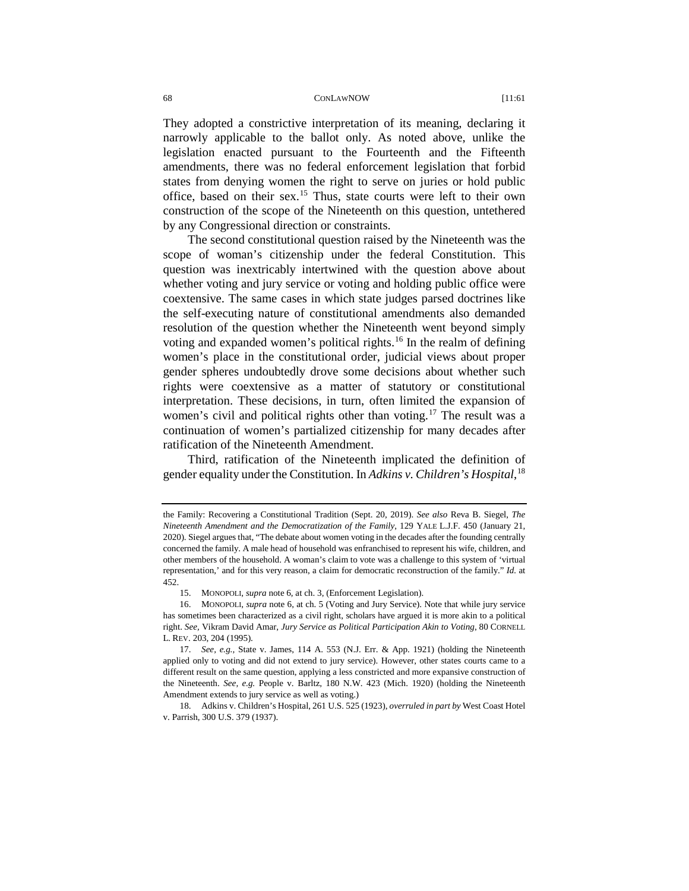They adopted a constrictive interpretation of its meaning, declaring it narrowly applicable to the ballot only. As noted above, unlike the legislation enacted pursuant to the Fourteenth and the Fifteenth amendments, there was no federal enforcement legislation that forbid states from denying women the right to serve on juries or hold public office, based on their sex.[15] Thus, state courts were left to their own construction of the scope of the Nineteenth on this question, untethered by any Congressional direction or constraints.

The second constitutional question raised by the Nineteenth was the scope of woman's citizenship under the federal Constitution. This question was inextricably intertwined with the question above about whether voting and jury service or voting and holding public office were coextensive. The same cases in which state judges parsed doctrines like the self-executing nature of constitutional amendments also demanded resolution of the question whether the Nineteenth went beyond simply voting and expanded women's political rights.[16] In the realm of defining women's place in the constitutional order, judicial views about proper gender spheres undoubtedly drove some decisions about whether such rights were coextensive as a matter of statutory or constitutional interpretation. These decisions, in turn, often limited the expansion of women's civil and political rights other than voting.[17] The result was a continuation of women's partialized citizenship for many decades after ratification of the Nineteenth Amendment.

Third, ratification of the Nineteenth implicated the definition of gender equality under the Constitution. In *Adkins v. Children's Hospital*,[18]

---

the Family: Recovering a Constitutional Tradition (Sept. 20, 2019). *See also* Reva B. Siegel, *The Nineteenth Amendment and the Democratization of the Family*, 129 YALE L.J.F. 450 (January 21, 2020). Siegel argues that, "The debate about women voting in the decades after the founding centrally concerned the family. A male head of household was enfranchised to represent his wife, children, and other members of the household. A woman's claim to vote was a challenge to this system of 'virtual representation,' and for this very reason, a claim for democratic reconstruction of the family." *Id.* at 452.

15. MONOPOLI, *supra* note 6, at ch. 3, (Enforcement Legislation).

16. MONOPOLI, *supra* note 6, at ch. 5 (Voting and Jury Service). Note that while jury service has sometimes been characterized as a civil right, scholars have argued it is more akin to a political right. *See,* Vikram David Amar, *Jury Service as Political Participation Akin to Voting*, 80 CORNELL L. REV. 203, 204 (1995).

17. *See, e.g.,* State v. James, 114 A. 553 (N.J. Err. & App. 1921) (holding the Nineteenth applied only to voting and did not extend to jury service). However, other states courts came to a different result on the same question, applying a less constricted and more expansive construction of the Nineteenth. *See, e.g.* People v. Barltz, 180 N.W. 423 (Mich. 1920) (holding the Nineteenth Amendment extends to jury service as well as voting.)

18. Adkins v. Children's Hospital, 261 U.S. 525 (1923), *overruled in part by* West Coast Hotel v. Parrish, 300 U.S. 379 (1937).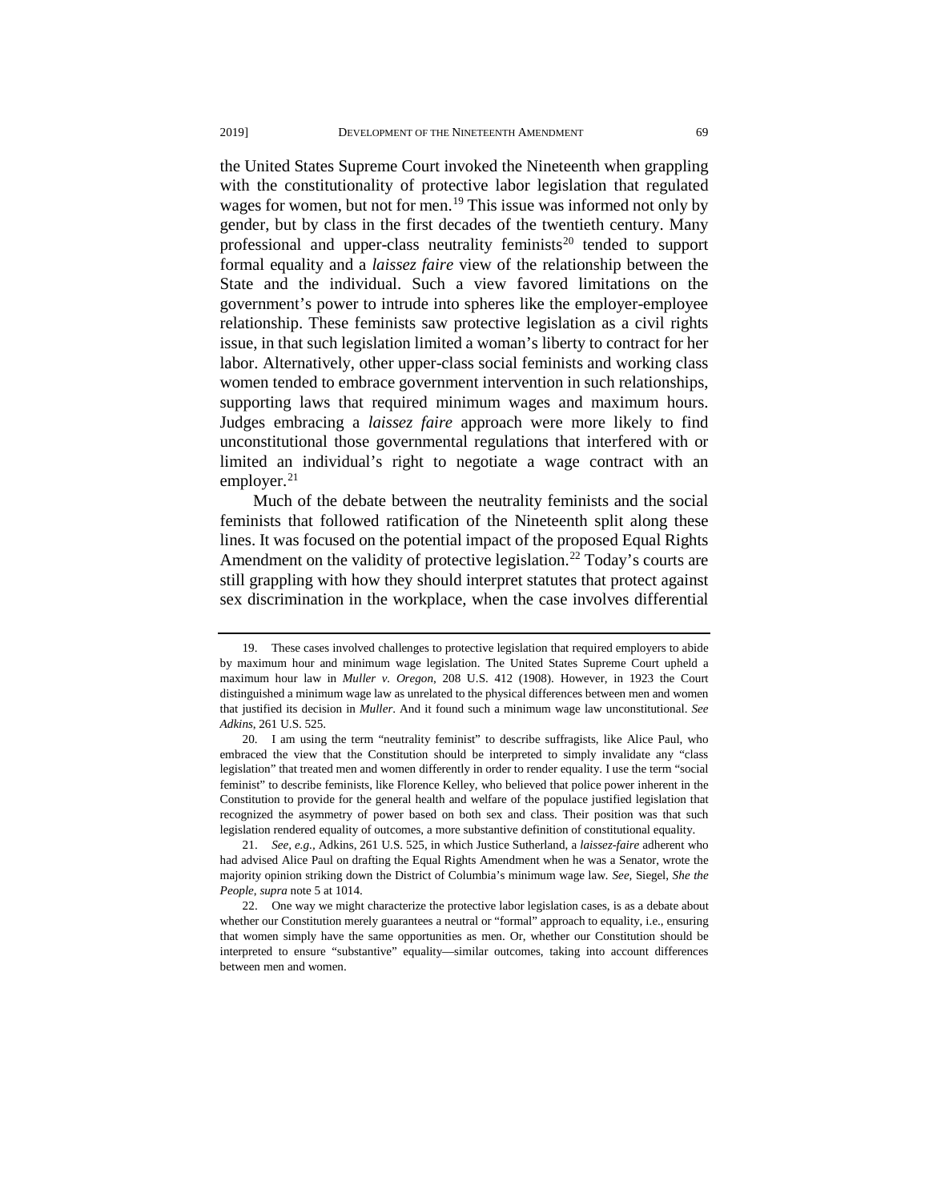the United States Supreme Court invoked the Nineteenth when grappling with the constitutionality of protective labor legislation that regulated wages for women, but not for men.[19] This issue was informed not only by gender, but by class in the first decades of the twentieth century. Many professional and upper-class neutrality feminists[20] tended to support formal equality and a *laissez faire* view of the relationship between the State and the individual. Such a view favored limitations on the government's power to intrude into spheres like the employer-employee relationship. These feminists saw protective legislation as a civil rights issue, in that such legislation limited a woman's liberty to contract for her labor. Alternatively, other upper-class social feminists and working class women tended to embrace government intervention in such relationships, supporting laws that required minimum wages and maximum hours. Judges embracing a *laissez faire* approach were more likely to find unconstitutional those governmental regulations that interfered with or limited an individual's right to negotiate a wage contract with an employer.[21]

Much of the debate between the neutrality feminists and the social feminists that followed ratification of the Nineteenth split along these lines. It was focused on the potential impact of the proposed Equal Rights Amendment on the validity of protective legislation.[22] Today's courts are still grappling with how they should interpret statutes that protect against sex discrimination in the workplace, when the case involves differential

---

19. These cases involved challenges to protective legislation that required employers to abide by maximum hour and minimum wage legislation. The United States Supreme Court upheld a maximum hour law in *Muller v. Oregon*, 208 U.S. 412 (1908). However, in 1923 the Court distinguished a minimum wage law as unrelated to the physical differences between men and women that justified its decision in *Muller*. And it found such a minimum wage law unconstitutional. *See Adkins*, 261 U.S. 525.

20. I am using the term "neutrality feminist" to describe suffragists, like Alice Paul, who embraced the view that the Constitution should be interpreted to simply invalidate any "class legislation" that treated men and women differently in order to render equality. I use the term "social feminist" to describe feminists, like Florence Kelley, who believed that police power inherent in the Constitution to provide for the general health and welfare of the populace justified legislation that recognized the asymmetry of power based on both sex and class. Their position was that such legislation rendered equality of outcomes, a more substantive definition of constitutional equality.

21. *See, e.g.*, Adkins, 261 U.S. 525, in which Justice Sutherland, a *laissez-faire* adherent who had advised Alice Paul on drafting the Equal Rights Amendment when he was a Senator, wrote the majority opinion striking down the District of Columbia's minimum wage law. *See*, Siegel, *She the People*, *supra* note 5 at 1014.

22. One way we might characterize the protective labor legislation cases, is as a debate about whether our Constitution merely guarantees a neutral or "formal" approach to equality, i.e., ensuring that women simply have the same opportunities as men. Or, whether our Constitution should be interpreted to ensure "substantive" equality—similar outcomes, taking into account differences between men and women.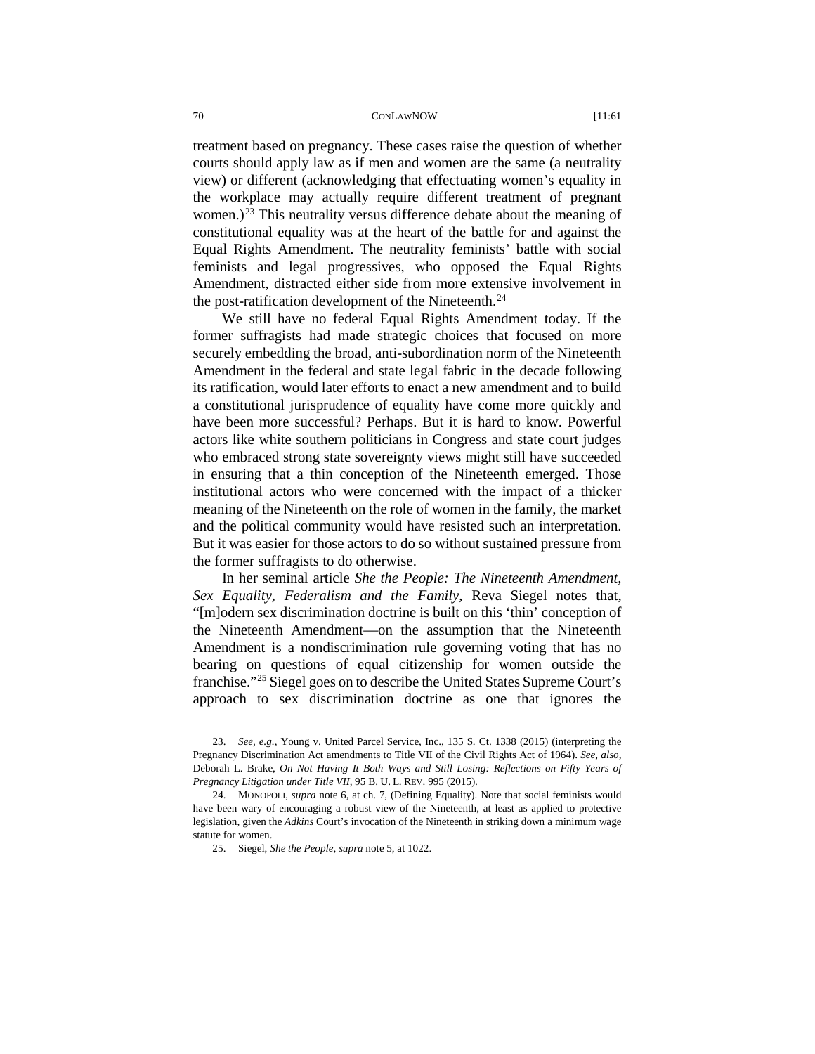treatment based on pregnancy. These cases raise the question of whether courts should apply law as if men and women are the same (a neutrality view) or different (acknowledging that effectuating women's equality in the workplace may actually require different treatment of pregnant women.)[23] This neutrality versus difference debate about the meaning of constitutional equality was at the heart of the battle for and against the Equal Rights Amendment. The neutrality feminists' battle with social feminists and legal progressives, who opposed the Equal Rights Amendment, distracted either side from more extensive involvement in the post-ratification development of the Nineteenth.[24]

We still have no federal Equal Rights Amendment today. If the former suffragists had made strategic choices that focused on more securely embedding the broad, anti-subordination norm of the Nineteenth Amendment in the federal and state legal fabric in the decade following its ratification, would later efforts to enact a new amendment and to build a constitutional jurisprudence of equality have come more quickly and have been more successful? Perhaps. But it is hard to know. Powerful actors like white southern politicians in Congress and state court judges who embraced strong state sovereignty views might still have succeeded in ensuring that a thin conception of the Nineteenth emerged. Those institutional actors who were concerned with the impact of a thicker meaning of the Nineteenth on the role of women in the family, the market and the political community would have resisted such an interpretation. But it was easier for those actors to do so without sustained pressure from the former suffragists to do otherwise.

In her seminal article *She the People: The Nineteenth Amendment, Sex Equality, Federalism and the Family*, Reva Siegel notes that, "[m]odern sex discrimination doctrine is built on this 'thin' conception of the Nineteenth Amendment—on the assumption that the Nineteenth Amendment is a nondiscrimination rule governing voting that has no bearing on questions of equal citizenship for women outside the franchise."[25] Siegel goes on to describe the United States Supreme Court's approach to sex discrimination doctrine as one that ignores the

---

23. *See, e.g.*, Young v. United Parcel Service, Inc., 135 S. Ct. 1338 (2015) (interpreting the Pregnancy Discrimination Act amendments to Title VII of the Civil Rights Act of 1964). *See, also*, Deborah L. Brake, *On Not Having It Both Ways and Still Losing: Reflections on Fifty Years of Pregnancy Litigation under Title VII*, 95 B. U. L. REV. 995 (2015).

24. MONOPOLI, *supra* note 6, at ch. 7, (Defining Equality). Note that social feminists would have been wary of encouraging a robust view of the Nineteenth, at least as applied to protective legislation, given the *Adkins* Court's invocation of the Nineteenth in striking down a minimum wage statute for women.

25. Siegel, *She the People*, *supra* note 5, at 1022.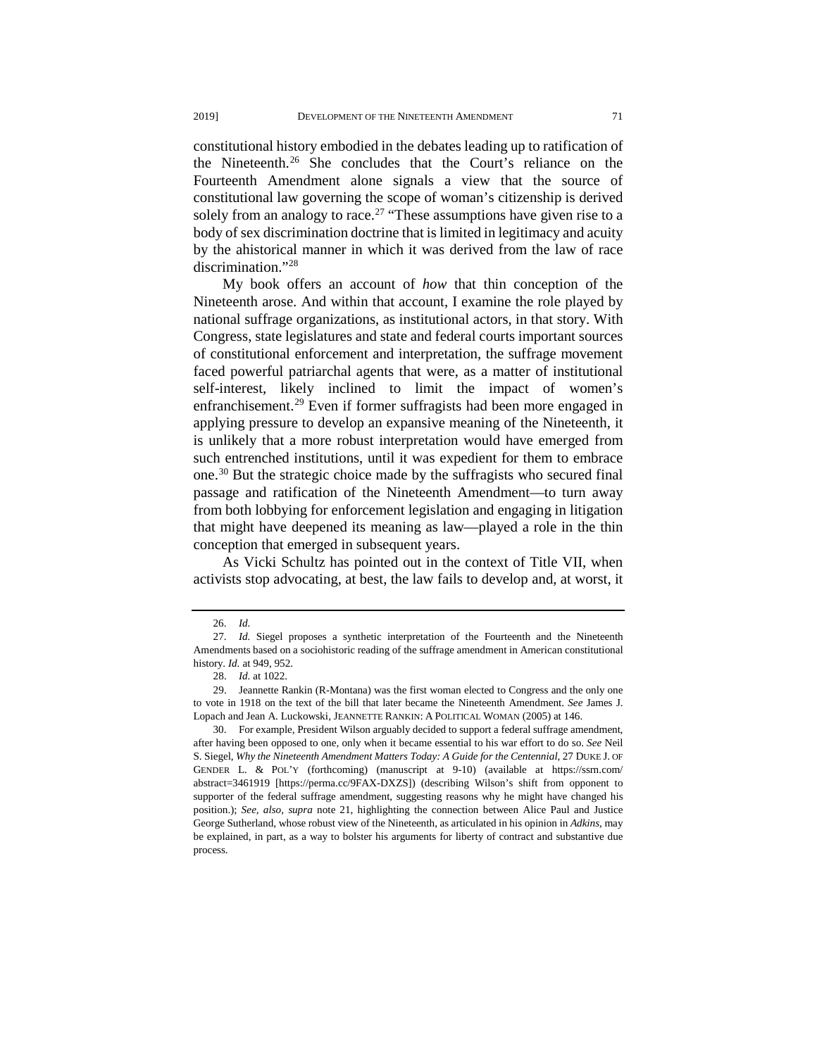constitutional history embodied in the debates leading up to ratification of the Nineteenth.[26] She concludes that the Court's reliance on the Fourteenth Amendment alone signals a view that the source of constitutional law governing the scope of woman's citizenship is derived solely from an analogy to race.[27] "These assumptions have given rise to a body of sex discrimination doctrine that is limited in legitimacy and acuity by the ahistorical manner in which it was derived from the law of race discrimination."[28]

My book offers an account of *how* that thin conception of the Nineteenth arose. And within that account, I examine the role played by national suffrage organizations, as institutional actors, in that story. With Congress, state legislatures and state and federal courts important sources of constitutional enforcement and interpretation, the suffrage movement faced powerful patriarchal agents that were, as a matter of institutional self-interest, likely inclined to limit the impact of women's enfranchisement.[29] Even if former suffragists had been more engaged in applying pressure to develop an expansive meaning of the Nineteenth, it is unlikely that a more robust interpretation would have emerged from such entrenched institutions, until it was expedient for them to embrace one.[30] But the strategic choice made by the suffragists who secured final passage and ratification of the Nineteenth Amendment—to turn away from both lobbying for enforcement legislation and engaging in litigation that might have deepened its meaning as law—played a role in the thin conception that emerged in subsequent years.

As Vicki Schultz has pointed out in the context of Title VII, when activists stop advocating, at best, the law fails to develop and, at worst, it

---

26. *Id.*

27. *Id.* Siegel proposes a synthetic interpretation of the Fourteenth and the Nineteenth Amendments based on a sociohistoric reading of the suffrage amendment in American constitutional history. *Id.* at 949, 952.

28. *Id.* at 1022.

29. Jeannette Rankin (R-Montana) was the first woman elected to Congress and the only one to vote in 1918 on the text of the bill that later became the Nineteenth Amendment. *See* James J. Lopach and Jean A. Luckowski, JEANNETTE RANKIN: A POLITICAL WOMAN (2005) at 146.

30. For example, President Wilson arguably decided to support a federal suffrage amendment, after having been opposed to one, only when it became essential to his war effort to do so. *See* Neil S. Siegel, *Why the Nineteenth Amendment Matters Today: A Guide for the Centennial*, 27 DUKE J. OF GENDER L. & POL'Y (forthcoming) (manuscript at 9-10) (available at https://ssrn.com/abstract=3461919 [https://perma.cc/9FAX-DXZS]) (describing Wilson's shift from opponent to supporter of the federal suffrage amendment, suggesting reasons why he might have changed his position.); *See, also, supra* note 21, highlighting the connection between Alice Paul and Justice George Sutherland, whose robust view of the Nineteenth, as articulated in his opinion in *Adkins*, may be explained, in part, as a way to bolster his arguments for liberty of contract and substantive due process.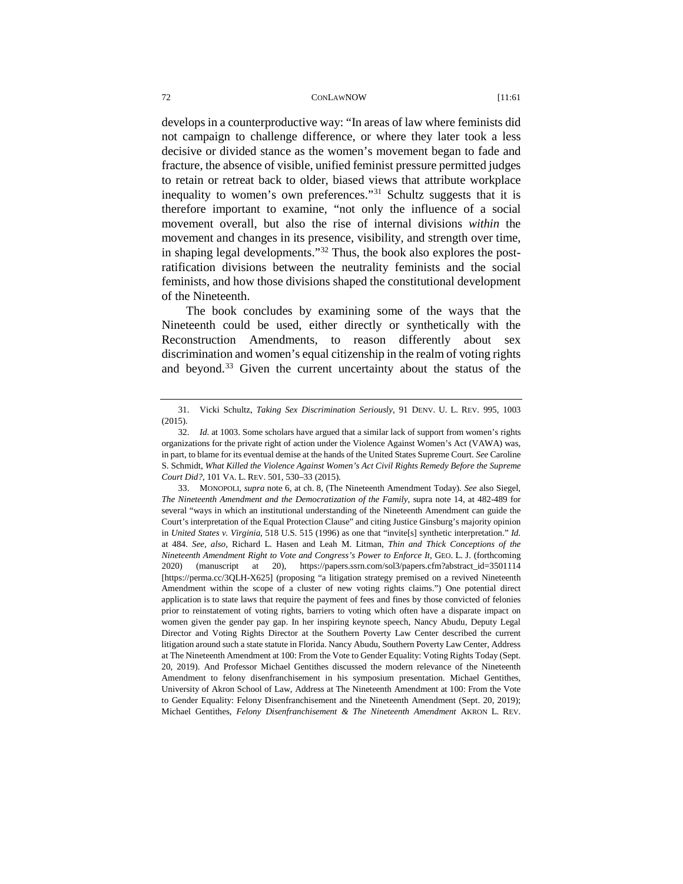develops in a counterproductive way: "In areas of law where feminists did not campaign to challenge difference, or where they later took a less decisive or divided stance as the women's movement began to fade and fracture, the absence of visible, unified feminist pressure permitted judges to retain or retreat back to older, biased views that attribute workplace inequality to women's own preferences."[31] Schultz suggests that it is therefore important to examine, "not only the influence of a social movement overall, but also the rise of internal divisions *within* the movement and changes in its presence, visibility, and strength over time, in shaping legal developments."[32] Thus, the book also explores the post-ratification divisions between the neutrality feminists and the social feminists, and how those divisions shaped the constitutional development of the Nineteenth.

The book concludes by examining some of the ways that the Nineteenth could be used, either directly or synthetically with the Reconstruction Amendments, to reason differently about sex discrimination and women's equal citizenship in the realm of voting rights and beyond.[33] Given the current uncertainty about the status of the

---

31. Vicki Schultz, *Taking Sex Discrimination Seriously*, 91 DENV. U. L. REV. 995, 1003 (2015).

32. *Id.* at 1003. Some scholars have argued that a similar lack of support from women's rights organizations for the private right of action under the Violence Against Women's Act (VAWA) was, in part, to blame for its eventual demise at the hands of the United States Supreme Court. *See* Caroline S. Schmidt, *What Killed the Violence Against Women's Act Civil Rights Remedy Before the Supreme Court Did?*, 101 VA. L. REV. 501, 530–33 (2015).

33. MONOPOLI, *supra* note 6, at ch. 8, (The Nineteenth Amendment Today). *See* also Siegel, *The Nineteenth Amendment and the Democratization of the Family*, supra note 14, at 482-489 for several "ways in which an institutional understanding of the Nineteenth Amendment can guide the Court's interpretation of the Equal Protection Clause" and citing Justice Ginsburg's majority opinion in *United States v. Virginia*, 518 U.S. 515 (1996) as one that "invite[s] synthetic interpretation." *Id.* at 484. *See, also*, Richard L. Hasen and Leah M. Litman, *Thin and Thick Conceptions of the Nineteenth Amendment Right to Vote and Congress's Power to Enforce It*, GEO. L. J. (forthcoming 2020) (manuscript at 20), https://papers.ssrn.com/sol3/papers.cfm?abstract_id=3501114 [https://perma.cc/3QLH-X625] (proposing "a litigation strategy premised on a revived Nineteenth Amendment within the scope of a cluster of new voting rights claims.") One potential direct application is to state laws that require the payment of fees and fines by those convicted of felonies prior to reinstatement of voting rights, barriers to voting which often have a disparate impact on women given the gender pay gap. In her inspiring keynote speech, Nancy Abudu, Deputy Legal Director and Voting Rights Director at the Southern Poverty Law Center described the current litigation around such a state statute in Florida. Nancy Abudu, Southern Poverty Law Center, Address at The Nineteenth Amendment at 100: From the Vote to Gender Equality: Voting Rights Today (Sept. 20, 2019). And Professor Michael Gentithes discussed the modern relevance of the Nineteenth Amendment to felony disenfranchisement in his symposium presentation. Michael Gentithes, University of Akron School of Law, Address at The Nineteenth Amendment at 100: From the Vote to Gender Equality: Felony Disenfranchisement and the Nineteenth Amendment (Sept. 20, 2019); Michael Gentithes, *Felony Disenfranchisement & The Nineteenth Amendment* AKRON L. REV.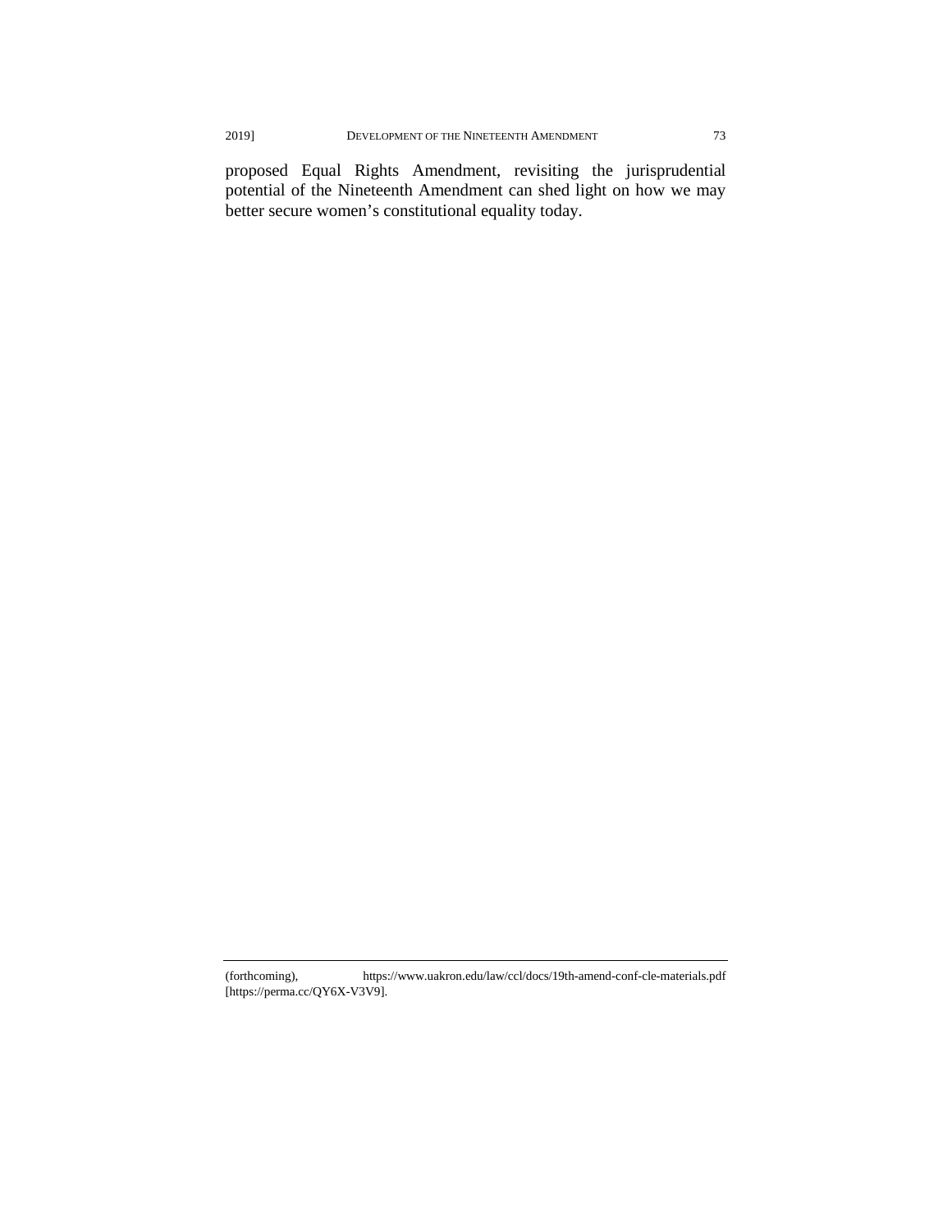proposed Equal Rights Amendment, revisiting the jurisprudential potential of the Nineteenth Amendment can shed light on how we may better secure women's constitutional equality today.

---

(forthcoming), https://www.uakron.edu/law/ccl/docs/19th-amend-conf-cle-materials.pdf [https://perma.cc/QY6X-V3V9].